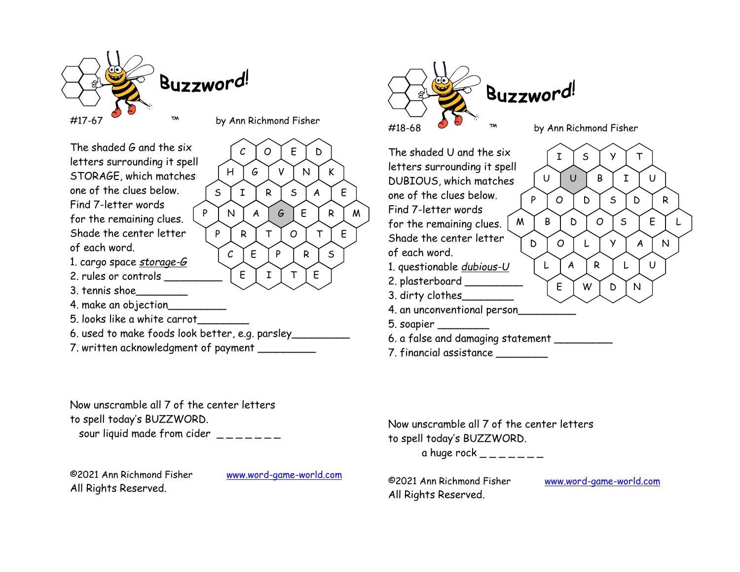# Buzzword!

#17-67 ™ by Ann Richmond Fisher

The shaded G and the six letters surrounding it spell STORAGE, which matches one of the clues below. Find 7-letter words for the remaining clues. Shade the center letter of each word.

C O E D
H G V N K
S I R S A E
P N A G E R M
P R T O T E
C E P R S
E I T E

1. cargo space *storage-G*
2. rules or controls _________
3. tennis shoe________
4. make an objection_________
5. looks like a white carrot________
6. used to make foods look better, e.g. parsley_________
7. written acknowledgment of payment _________

Now unscramble all 7 of the center letters to spell today's BUZZWORD.

sour liquid made from cider _ _ _ _ _ _ _

©2021 Ann Richmond Fisher
All Rights Reserved.

www.word-game-world.com

# Buzzword!

#18-68 ™ by Ann Richmond Fisher

The shaded U and the six letters surrounding it spell DUBIOUS, which matches one of the clues below. Find 7-letter words for the remaining clues. Shade the center letter of each word.

I S Y T
U U B I U
P O D S D R
M B D O S E L
D O L Y A N
L A R L U
E W D N

1. questionable *dubious-U*
2. plasterboard _________
3. dirty clothes________
4. an unconventional person_________
5. soapier ________
6. a false and damaging statement _________
7. financial assistance ________

Now unscramble all 7 of the center letters to spell today's BUZZWORD.

a huge rock _ _ _ _ _ _ _

©2021 Ann Richmond Fisher
All Rights Reserved.

www.word-game-world.com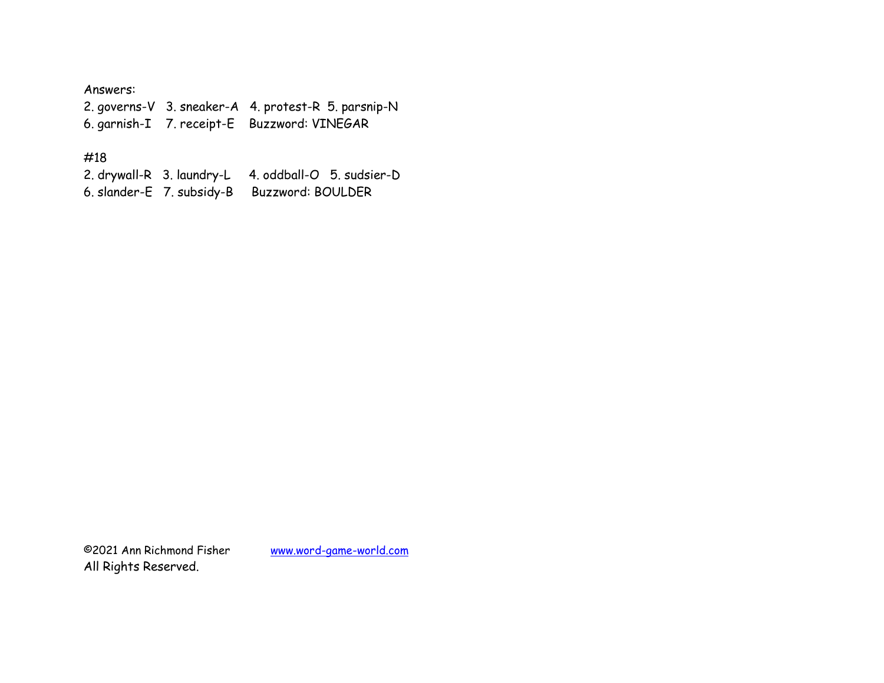Answers:

2. governs-V   3. sneaker-A   4. protest-R   5. parsnip-N
6. garnish-I   7. receipt-E   Buzzword: VINEGAR

#18

2. drywall-R   3. laundry-L   4. oddball-O   5. sudsier-D
6. slander-E   7. subsidy-B   Buzzword: BOULDER

©2021 Ann Richmond Fisher   www.word-game-world.com
All Rights Reserved.